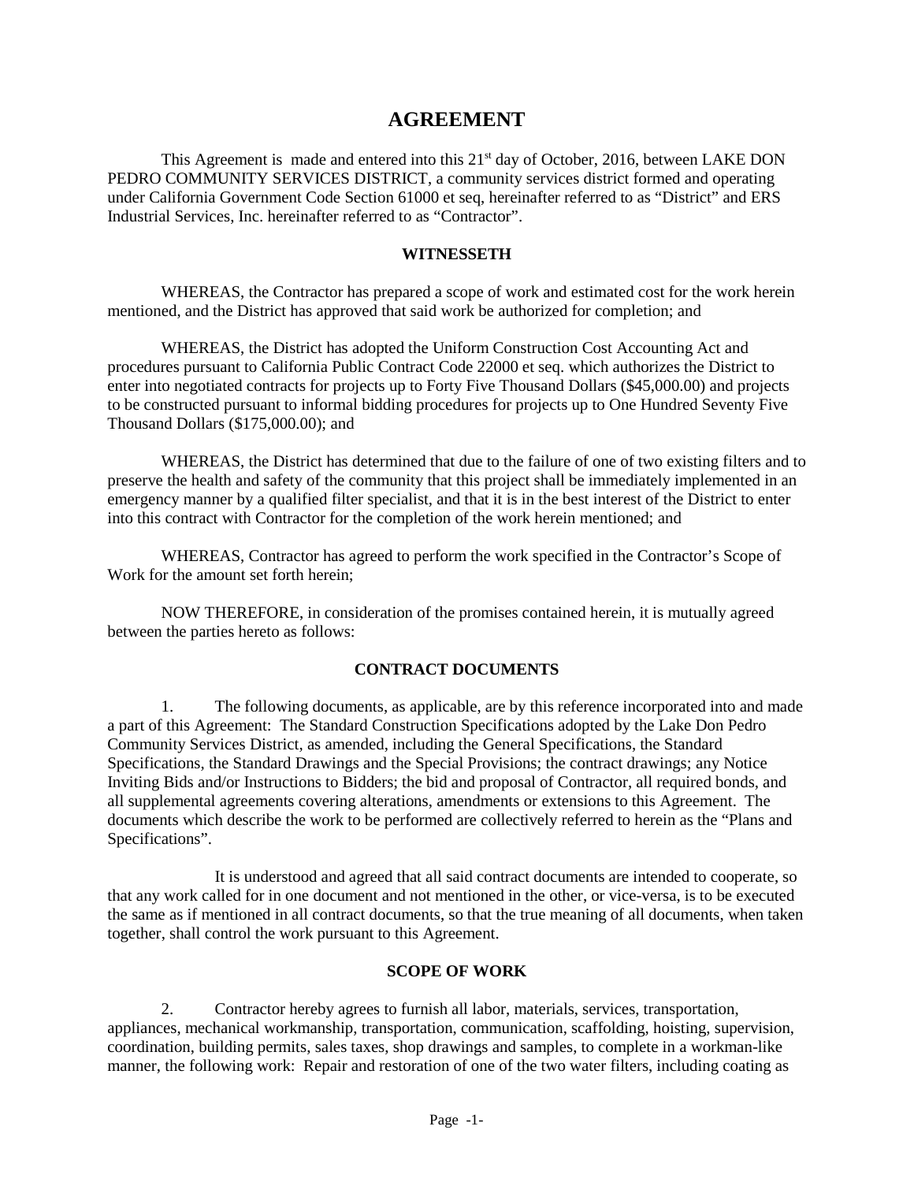# AGREEMENT

This Agreement is made and entered into this 21st day of October, 2016, between LAKE DON PEDRO COMMUNITY SERVICES DISTRICT, a community services district formed and operating under California Government Code Section 61000 et seq, hereinafter referred to as "District" and ERS Industrial Services, Inc. hereinafter referred to as "Contractor".

**WITNESSETH**

WHEREAS, the Contractor has prepared a scope of work and estimated cost for the work herein mentioned, and the District has approved that said work be authorized for completion; and

WHEREAS, the District has adopted the Uniform Construction Cost Accounting Act and procedures pursuant to California Public Contract Code 22000 et seq. which authorizes the District to enter into negotiated contracts for projects up to Forty Five Thousand Dollars ($45,000.00) and projects to be constructed pursuant to informal bidding procedures for projects up to One Hundred Seventy Five Thousand Dollars ($175,000.00); and

WHEREAS, the District has determined that due to the failure of one of two existing filters and to preserve the health and safety of the community that this project shall be immediately implemented in an emergency manner by a qualified filter specialist, and that it is in the best interest of the District to enter into this contract with Contractor for the completion of the work herein mentioned; and

WHEREAS, Contractor has agreed to perform the work specified in the Contractor's Scope of Work for the amount set forth herein;

NOW THEREFORE, in consideration of the promises contained herein, it is mutually agreed between the parties hereto as follows:

**CONTRACT DOCUMENTS**

1. The following documents, as applicable, are by this reference incorporated into and made a part of this Agreement: The Standard Construction Specifications adopted by the Lake Don Pedro Community Services District, as amended, including the General Specifications, the Standard Specifications, the Standard Drawings and the Special Provisions; the contract drawings; any Notice Inviting Bids and/or Instructions to Bidders; the bid and proposal of Contractor, all required bonds, and all supplemental agreements covering alterations, amendments or extensions to this Agreement. The documents which describe the work to be performed are collectively referred to herein as the "Plans and Specifications".

It is understood and agreed that all said contract documents are intended to cooperate, so that any work called for in one document and not mentioned in the other, or vice-versa, is to be executed the same as if mentioned in all contract documents, so that the true meaning of all documents, when taken together, shall control the work pursuant to this Agreement.

**SCOPE OF WORK**

2. Contractor hereby agrees to furnish all labor, materials, services, transportation, appliances, mechanical workmanship, transportation, communication, scaffolding, hoisting, supervision, coordination, building permits, sales taxes, shop drawings and samples, to complete in a workman-like manner, the following work: Repair and restoration of one of the two water filters, including coating as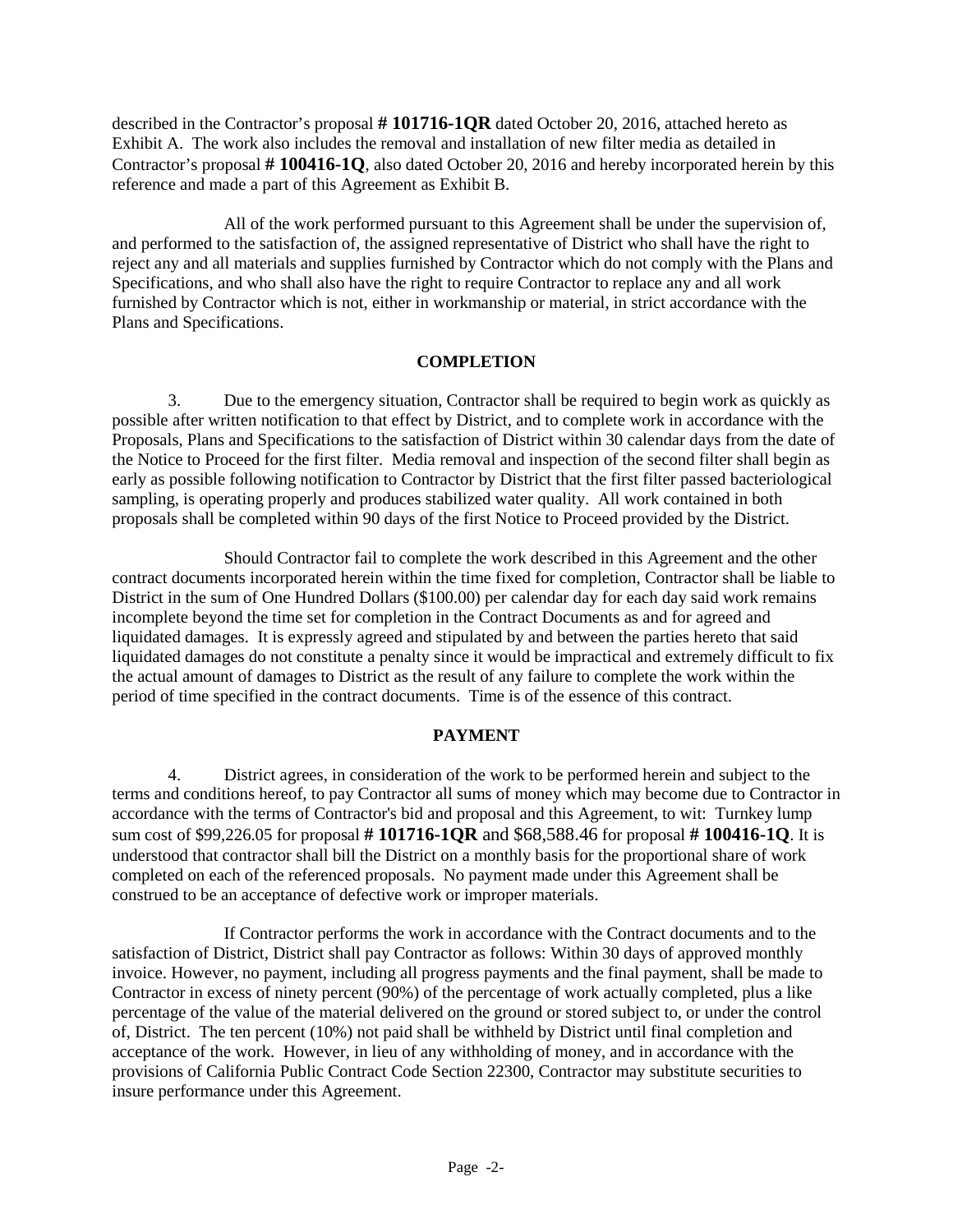described in the Contractor's proposal **# 101716-1QR** dated October 20, 2016, attached hereto as Exhibit A. The work also includes the removal and installation of new filter media as detailed in Contractor's proposal **# 100416-1Q**, also dated October 20, 2016 and hereby incorporated herein by this reference and made a part of this Agreement as Exhibit B.

All of the work performed pursuant to this Agreement shall be under the supervision of, and performed to the satisfaction of, the assigned representative of District who shall have the right to reject any and all materials and supplies furnished by Contractor which do not comply with the Plans and Specifications, and who shall also have the right to require Contractor to replace any and all work furnished by Contractor which is not, either in workmanship or material, in strict accordance with the Plans and Specifications.

**COMPLETION**

3. Due to the emergency situation, Contractor shall be required to begin work as quickly as possible after written notification to that effect by District, and to complete work in accordance with the Proposals, Plans and Specifications to the satisfaction of District within 30 calendar days from the date of the Notice to Proceed for the first filter. Media removal and inspection of the second filter shall begin as early as possible following notification to Contractor by District that the first filter passed bacteriological sampling, is operating properly and produces stabilized water quality. All work contained in both proposals shall be completed within 90 days of the first Notice to Proceed provided by the District.

Should Contractor fail to complete the work described in this Agreement and the other contract documents incorporated herein within the time fixed for completion, Contractor shall be liable to District in the sum of One Hundred Dollars ($100.00) per calendar day for each day said work remains incomplete beyond the time set for completion in the Contract Documents as and for agreed and liquidated damages. It is expressly agreed and stipulated by and between the parties hereto that said liquidated damages do not constitute a penalty since it would be impractical and extremely difficult to fix the actual amount of damages to District as the result of any failure to complete the work within the period of time specified in the contract documents. Time is of the essence of this contract.

**PAYMENT**

4. District agrees, in consideration of the work to be performed herein and subject to the terms and conditions hereof, to pay Contractor all sums of money which may become due to Contractor in accordance with the terms of Contractor's bid and proposal and this Agreement, to wit: Turnkey lump sum cost of $99,226.05 for proposal **# 101716-1QR** and $68,588.46 for proposal **# 100416-1Q**. It is understood that contractor shall bill the District on a monthly basis for the proportional share of work completed on each of the referenced proposals. No payment made under this Agreement shall be construed to be an acceptance of defective work or improper materials.

If Contractor performs the work in accordance with the Contract documents and to the satisfaction of District, District shall pay Contractor as follows: Within 30 days of approved monthly invoice. However, no payment, including all progress payments and the final payment, shall be made to Contractor in excess of ninety percent (90%) of the percentage of work actually completed, plus a like percentage of the value of the material delivered on the ground or stored subject to, or under the control of, District. The ten percent (10%) not paid shall be withheld by District until final completion and acceptance of the work. However, in lieu of any withholding of money, and in accordance with the provisions of California Public Contract Code Section 22300, Contractor may substitute securities to insure performance under this Agreement.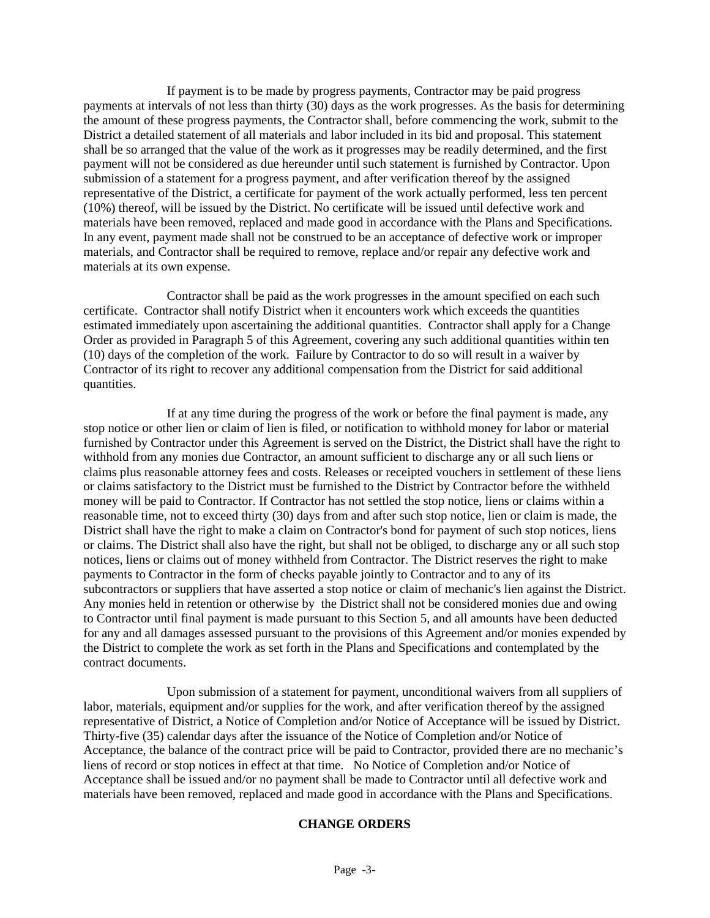If payment is to be made by progress payments, Contractor may be paid progress payments at intervals of not less than thirty (30) days as the work progresses. As the basis for determining the amount of these progress payments, the Contractor shall, before commencing the work, submit to the District a detailed statement of all materials and labor included in its bid and proposal. This statement shall be so arranged that the value of the work as it progresses may be readily determined, and the first payment will not be considered as due hereunder until such statement is furnished by Contractor. Upon submission of a statement for a progress payment, and after verification thereof by the assigned representative of the District, a certificate for payment of the work actually performed, less ten percent (10%) thereof, will be issued by the District. No certificate will be issued until defective work and materials have been removed, replaced and made good in accordance with the Plans and Specifications. In any event, payment made shall not be construed to be an acceptance of defective work or improper materials, and Contractor shall be required to remove, replace and/or repair any defective work and materials at its own expense.

Contractor shall be paid as the work progresses in the amount specified on each such certificate. Contractor shall notify District when it encounters work which exceeds the quantities estimated immediately upon ascertaining the additional quantities. Contractor shall apply for a Change Order as provided in Paragraph 5 of this Agreement, covering any such additional quantities within ten (10) days of the completion of the work. Failure by Contractor to do so will result in a waiver by Contractor of its right to recover any additional compensation from the District for said additional quantities.

If at any time during the progress of the work or before the final payment is made, any stop notice or other lien or claim of lien is filed, or notification to withhold money for labor or material furnished by Contractor under this Agreement is served on the District, the District shall have the right to withhold from any monies due Contractor, an amount sufficient to discharge any or all such liens or claims plus reasonable attorney fees and costs. Releases or receipted vouchers in settlement of these liens or claims satisfactory to the District must be furnished to the District by Contractor before the withheld money will be paid to Contractor. If Contractor has not settled the stop notice, liens or claims within a reasonable time, not to exceed thirty (30) days from and after such stop notice, lien or claim is made, the District shall have the right to make a claim on Contractor's bond for payment of such stop notices, liens or claims. The District shall also have the right, but shall not be obliged, to discharge any or all such stop notices, liens or claims out of money withheld from Contractor. The District reserves the right to make payments to Contractor in the form of checks payable jointly to Contractor and to any of its subcontractors or suppliers that have asserted a stop notice or claim of mechanic's lien against the District. Any monies held in retention or otherwise by the District shall not be considered monies due and owing to Contractor until final payment is made pursuant to this Section 5, and all amounts have been deducted for any and all damages assessed pursuant to the provisions of this Agreement and/or monies expended by the District to complete the work as set forth in the Plans and Specifications and contemplated by the contract documents.

Upon submission of a statement for payment, unconditional waivers from all suppliers of labor, materials, equipment and/or supplies for the work, and after verification thereof by the assigned representative of District, a Notice of Completion and/or Notice of Acceptance will be issued by District. Thirty-five (35) calendar days after the issuance of the Notice of Completion and/or Notice of Acceptance, the balance of the contract price will be paid to Contractor, provided there are no mechanic's liens of record or stop notices in effect at that time. No Notice of Completion and/or Notice of Acceptance shall be issued and/or no payment shall be made to Contractor until all defective work and materials have been removed, replaced and made good in accordance with the Plans and Specifications.

## CHANGE ORDERS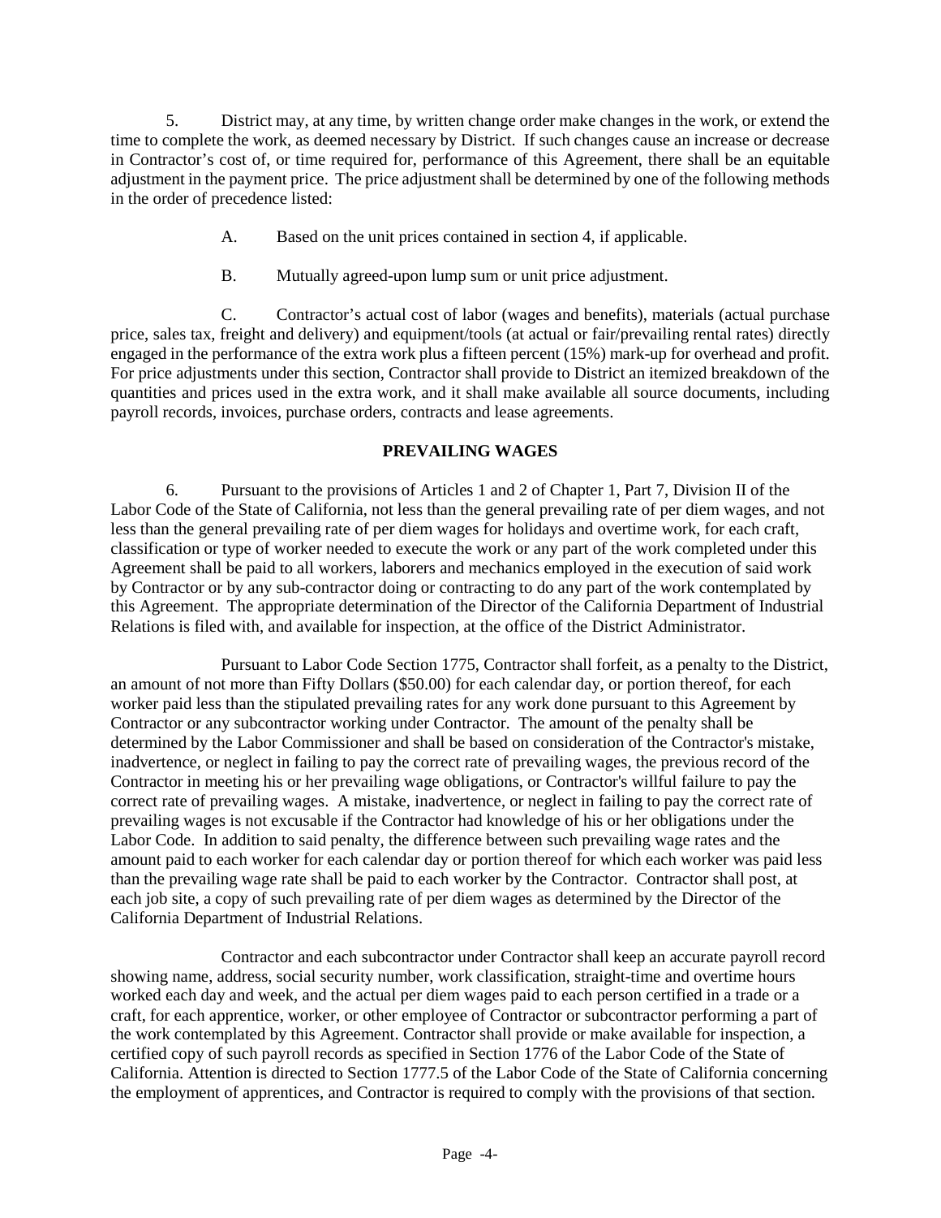5. District may, at any time, by written change order make changes in the work, or extend the time to complete the work, as deemed necessary by District. If such changes cause an increase or decrease in Contractor's cost of, or time required for, performance of this Agreement, there shall be an equitable adjustment in the payment price. The price adjustment shall be determined by one of the following methods in the order of precedence listed:

A. Based on the unit prices contained in section 4, if applicable.

B. Mutually agreed-upon lump sum or unit price adjustment.

C. Contractor's actual cost of labor (wages and benefits), materials (actual purchase price, sales tax, freight and delivery) and equipment/tools (at actual or fair/prevailing rental rates) directly engaged in the performance of the extra work plus a fifteen percent (15%) mark-up for overhead and profit. For price adjustments under this section, Contractor shall provide to District an itemized breakdown of the quantities and prices used in the extra work, and it shall make available all source documents, including payroll records, invoices, purchase orders, contracts and lease agreements.

**PREVAILING WAGES**

6. Pursuant to the provisions of Articles 1 and 2 of Chapter 1, Part 7, Division II of the Labor Code of the State of California, not less than the general prevailing rate of per diem wages, and not less than the general prevailing rate of per diem wages for holidays and overtime work, for each craft, classification or type of worker needed to execute the work or any part of the work completed under this Agreement shall be paid to all workers, laborers and mechanics employed in the execution of said work by Contractor or by any sub-contractor doing or contracting to do any part of the work contemplated by this Agreement. The appropriate determination of the Director of the California Department of Industrial Relations is filed with, and available for inspection, at the office of the District Administrator.

Pursuant to Labor Code Section 1775, Contractor shall forfeit, as a penalty to the District, an amount of not more than Fifty Dollars ($50.00) for each calendar day, or portion thereof, for each worker paid less than the stipulated prevailing rates for any work done pursuant to this Agreement by Contractor or any subcontractor working under Contractor. The amount of the penalty shall be determined by the Labor Commissioner and shall be based on consideration of the Contractor's mistake, inadvertence, or neglect in failing to pay the correct rate of prevailing wages, the previous record of the Contractor in meeting his or her prevailing wage obligations, or Contractor's willful failure to pay the correct rate of prevailing wages. A mistake, inadvertence, or neglect in failing to pay the correct rate of prevailing wages is not excusable if the Contractor had knowledge of his or her obligations under the Labor Code. In addition to said penalty, the difference between such prevailing wage rates and the amount paid to each worker for each calendar day or portion thereof for which each worker was paid less than the prevailing wage rate shall be paid to each worker by the Contractor. Contractor shall post, at each job site, a copy of such prevailing rate of per diem wages as determined by the Director of the California Department of Industrial Relations.

Contractor and each subcontractor under Contractor shall keep an accurate payroll record showing name, address, social security number, work classification, straight-time and overtime hours worked each day and week, and the actual per diem wages paid to each person certified in a trade or a craft, for each apprentice, worker, or other employee of Contractor or subcontractor performing a part of the work contemplated by this Agreement. Contractor shall provide or make available for inspection, a certified copy of such payroll records as specified in Section 1776 of the Labor Code of the State of California. Attention is directed to Section 1777.5 of the Labor Code of the State of California concerning the employment of apprentices, and Contractor is required to comply with the provisions of that section.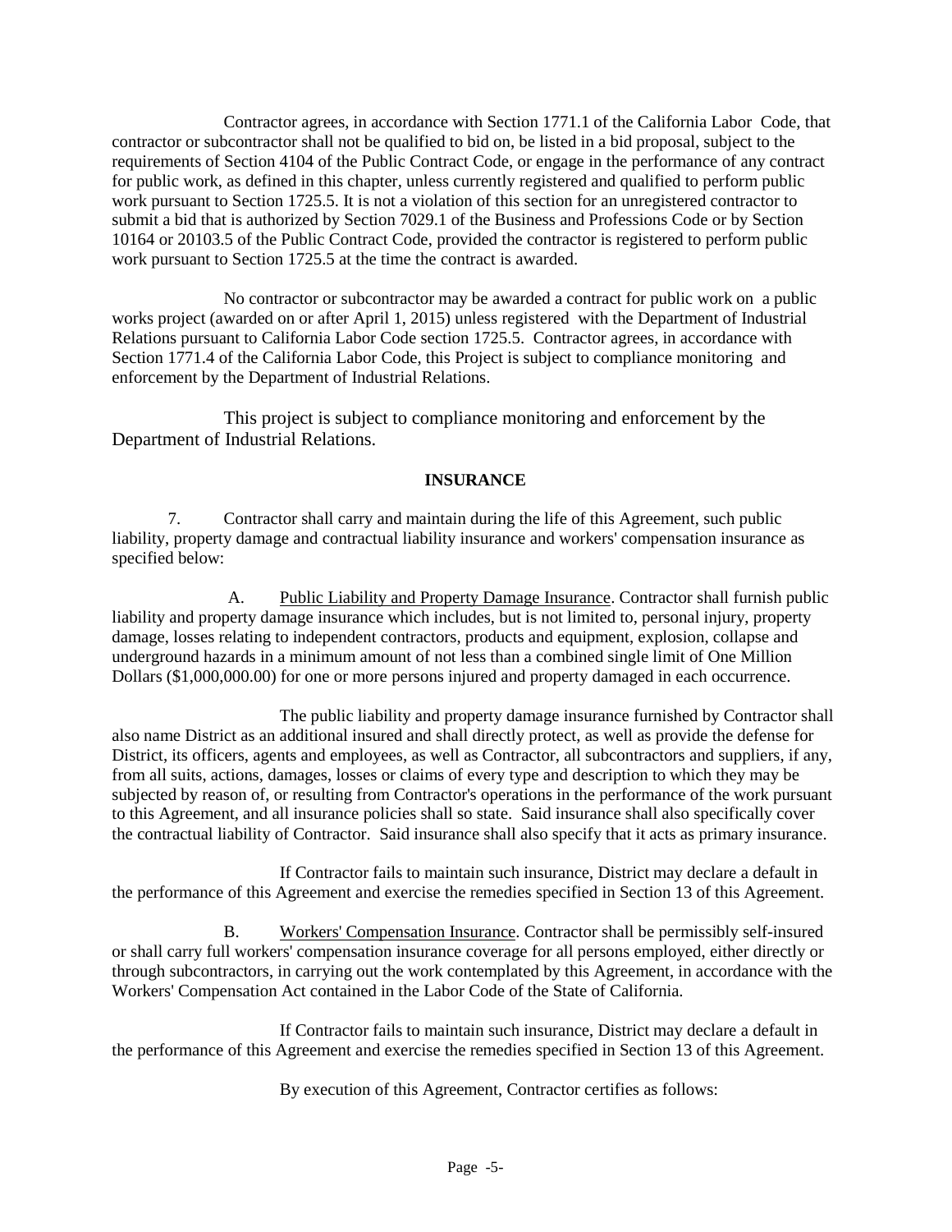Contractor agrees, in accordance with Section 1771.1 of the California Labor Code, that contractor or subcontractor shall not be qualified to bid on, be listed in a bid proposal, subject to the requirements of Section 4104 of the Public Contract Code, or engage in the performance of any contract for public work, as defined in this chapter, unless currently registered and qualified to perform public work pursuant to Section 1725.5. It is not a violation of this section for an unregistered contractor to submit a bid that is authorized by Section 7029.1 of the Business and Professions Code or by Section 10164 or 20103.5 of the Public Contract Code, provided the contractor is registered to perform public work pursuant to Section 1725.5 at the time the contract is awarded.

No contractor or subcontractor may be awarded a contract for public work on a public works project (awarded on or after April 1, 2015) unless registered with the Department of Industrial Relations pursuant to California Labor Code section 1725.5. Contractor agrees, in accordance with Section 1771.4 of the California Labor Code, this Project is subject to compliance monitoring and enforcement by the Department of Industrial Relations.

This project is subject to compliance monitoring and enforcement by the Department of Industrial Relations.

**INSURANCE**

7. Contractor shall carry and maintain during the life of this Agreement, such public liability, property damage and contractual liability insurance and workers' compensation insurance as specified below:

A. Public Liability and Property Damage Insurance. Contractor shall furnish public liability and property damage insurance which includes, but is not limited to, personal injury, property damage, losses relating to independent contractors, products and equipment, explosion, collapse and underground hazards in a minimum amount of not less than a combined single limit of One Million Dollars ($1,000,000.00) for one or more persons injured and property damaged in each occurrence.

The public liability and property damage insurance furnished by Contractor shall also name District as an additional insured and shall directly protect, as well as provide the defense for District, its officers, agents and employees, as well as Contractor, all subcontractors and suppliers, if any, from all suits, actions, damages, losses or claims of every type and description to which they may be subjected by reason of, or resulting from Contractor's operations in the performance of the work pursuant to this Agreement, and all insurance policies shall so state. Said insurance shall also specifically cover the contractual liability of Contractor. Said insurance shall also specify that it acts as primary insurance.

If Contractor fails to maintain such insurance, District may declare a default in the performance of this Agreement and exercise the remedies specified in Section 13 of this Agreement.

B. Workers' Compensation Insurance. Contractor shall be permissibly self-insured or shall carry full workers' compensation insurance coverage for all persons employed, either directly or through subcontractors, in carrying out the work contemplated by this Agreement, in accordance with the Workers' Compensation Act contained in the Labor Code of the State of California.

If Contractor fails to maintain such insurance, District may declare a default in the performance of this Agreement and exercise the remedies specified in Section 13 of this Agreement.

By execution of this Agreement, Contractor certifies as follows: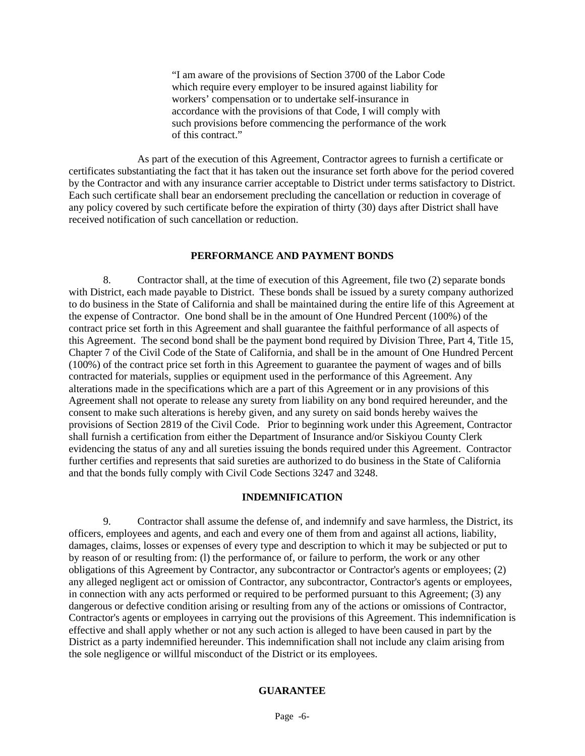> "I am aware of the provisions of Section 3700 of the Labor Code which require every employer to be insured against liability for workers' compensation or to undertake self-insurance in accordance with the provisions of that Code, I will comply with such provisions before commencing the performance of the work of this contract."

As part of the execution of this Agreement, Contractor agrees to furnish a certificate or certificates substantiating the fact that it has taken out the insurance set forth above for the period covered by the Contractor and with any insurance carrier acceptable to District under terms satisfactory to District. Each such certificate shall bear an endorsement precluding the cancellation or reduction in coverage of any policy covered by such certificate before the expiration of thirty (30) days after District shall have received notification of such cancellation or reduction.

## PERFORMANCE AND PAYMENT BONDS

8. Contractor shall, at the time of execution of this Agreement, file two (2) separate bonds with District, each made payable to District. These bonds shall be issued by a surety company authorized to do business in the State of California and shall be maintained during the entire life of this Agreement at the expense of Contractor. One bond shall be in the amount of One Hundred Percent (100%) of the contract price set forth in this Agreement and shall guarantee the faithful performance of all aspects of this Agreement. The second bond shall be the payment bond required by Division Three, Part 4, Title 15, Chapter 7 of the Civil Code of the State of California, and shall be in the amount of One Hundred Percent (100%) of the contract price set forth in this Agreement to guarantee the payment of wages and of bills contracted for materials, supplies or equipment used in the performance of this Agreement. Any alterations made in the specifications which are a part of this Agreement or in any provisions of this Agreement shall not operate to release any surety from liability on any bond required hereunder, and the consent to make such alterations is hereby given, and any surety on said bonds hereby waives the provisions of Section 2819 of the Civil Code. Prior to beginning work under this Agreement, Contractor shall furnish a certification from either the Department of Insurance and/or Siskiyou County Clerk evidencing the status of any and all sureties issuing the bonds required under this Agreement. Contractor further certifies and represents that said sureties are authorized to do business in the State of California and that the bonds fully comply with Civil Code Sections 3247 and 3248.

## INDEMNIFICATION

9. Contractor shall assume the defense of, and indemnify and save harmless, the District, its officers, employees and agents, and each and every one of them from and against all actions, liability, damages, claims, losses or expenses of every type and description to which it may be subjected or put to by reason of or resulting from: (l) the performance of, or failure to perform, the work or any other obligations of this Agreement by Contractor, any subcontractor or Contractor's agents or employees; (2) any alleged negligent act or omission of Contractor, any subcontractor, Contractor's agents or employees, in connection with any acts performed or required to be performed pursuant to this Agreement; (3) any dangerous or defective condition arising or resulting from any of the actions or omissions of Contractor, Contractor's agents or employees in carrying out the provisions of this Agreement. This indemnification is effective and shall apply whether or not any such action is alleged to have been caused in part by the District as a party indemnified hereunder. This indemnification shall not include any claim arising from the sole negligence or willful misconduct of the District or its employees.

## GUARANTEE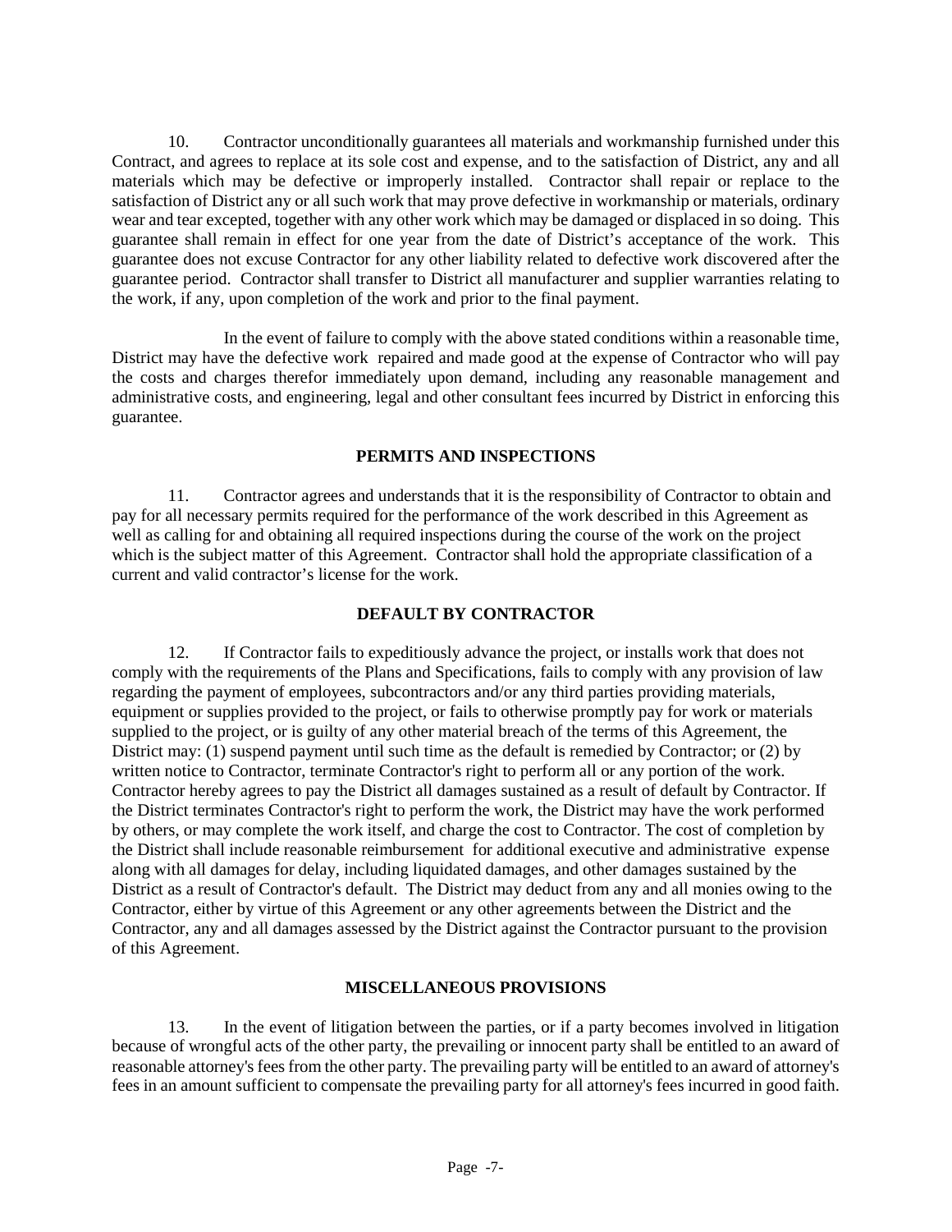10. Contractor unconditionally guarantees all materials and workmanship furnished under this Contract, and agrees to replace at its sole cost and expense, and to the satisfaction of District, any and all materials which may be defective or improperly installed. Contractor shall repair or replace to the satisfaction of District any or all such work that may prove defective in workmanship or materials, ordinary wear and tear excepted, together with any other work which may be damaged or displaced in so doing. This guarantee shall remain in effect for one year from the date of District's acceptance of the work. This guarantee does not excuse Contractor for any other liability related to defective work discovered after the guarantee period. Contractor shall transfer to District all manufacturer and supplier warranties relating to the work, if any, upon completion of the work and prior to the final payment.

In the event of failure to comply with the above stated conditions within a reasonable time, District may have the defective work repaired and made good at the expense of Contractor who will pay the costs and charges therefor immediately upon demand, including any reasonable management and administrative costs, and engineering, legal and other consultant fees incurred by District in enforcing this guarantee.

**PERMITS AND INSPECTIONS**

11. Contractor agrees and understands that it is the responsibility of Contractor to obtain and pay for all necessary permits required for the performance of the work described in this Agreement as well as calling for and obtaining all required inspections during the course of the work on the project which is the subject matter of this Agreement. Contractor shall hold the appropriate classification of a current and valid contractor's license for the work.

**DEFAULT BY CONTRACTOR**

12. If Contractor fails to expeditiously advance the project, or installs work that does not comply with the requirements of the Plans and Specifications, fails to comply with any provision of law regarding the payment of employees, subcontractors and/or any third parties providing materials, equipment or supplies provided to the project, or fails to otherwise promptly pay for work or materials supplied to the project, or is guilty of any other material breach of the terms of this Agreement, the District may: (1) suspend payment until such time as the default is remedied by Contractor; or (2) by written notice to Contractor, terminate Contractor's right to perform all or any portion of the work. Contractor hereby agrees to pay the District all damages sustained as a result of default by Contractor. If the District terminates Contractor's right to perform the work, the District may have the work performed by others, or may complete the work itself, and charge the cost to Contractor. The cost of completion by the District shall include reasonable reimbursement for additional executive and administrative expense along with all damages for delay, including liquidated damages, and other damages sustained by the District as a result of Contractor's default. The District may deduct from any and all monies owing to the Contractor, either by virtue of this Agreement or any other agreements between the District and the Contractor, any and all damages assessed by the District against the Contractor pursuant to the provision of this Agreement.

**MISCELLANEOUS PROVISIONS**

13. In the event of litigation between the parties, or if a party becomes involved in litigation because of wrongful acts of the other party, the prevailing or innocent party shall be entitled to an award of reasonable attorney's fees from the other party. The prevailing party will be entitled to an award of attorney's fees in an amount sufficient to compensate the prevailing party for all attorney's fees incurred in good faith.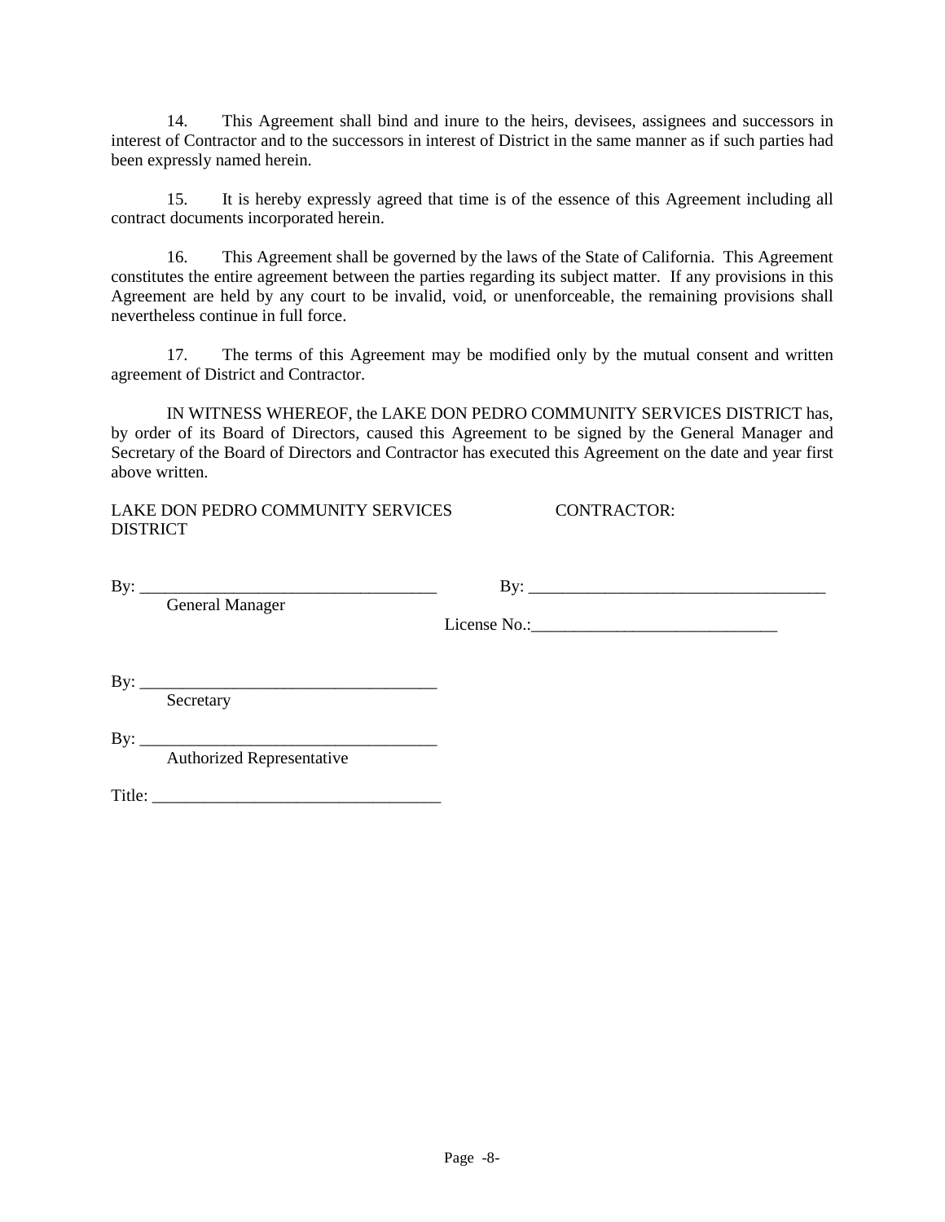14. This Agreement shall bind and inure to the heirs, devisees, assignees and successors in interest of Contractor and to the successors in interest of District in the same manner as if such parties had been expressly named herein.

15. It is hereby expressly agreed that time is of the essence of this Agreement including all contract documents incorporated herein.

16. This Agreement shall be governed by the laws of the State of California. This Agreement constitutes the entire agreement between the parties regarding its subject matter. If any provisions in this Agreement are held by any court to be invalid, void, or unenforceable, the remaining provisions shall nevertheless continue in full force.

17. The terms of this Agreement may be modified only by the mutual consent and written agreement of District and Contractor.

IN WITNESS WHEREOF, the LAKE DON PEDRO COMMUNITY SERVICES DISTRICT has, by order of its Board of Directors, caused this Agreement to be signed by the General Manager and Secretary of the Board of Directors and Contractor has executed this Agreement on the date and year first above written.

LAKE DON PEDRO COMMUNITY SERVICES DISTRICT

By: ___________________________________
General Manager

By: ___________________________________
Secretary

CONTRACTOR:

By: ___________________________________

License No.:_____________________________

By: ___________________________________
Authorized Representative

Title: __________________________________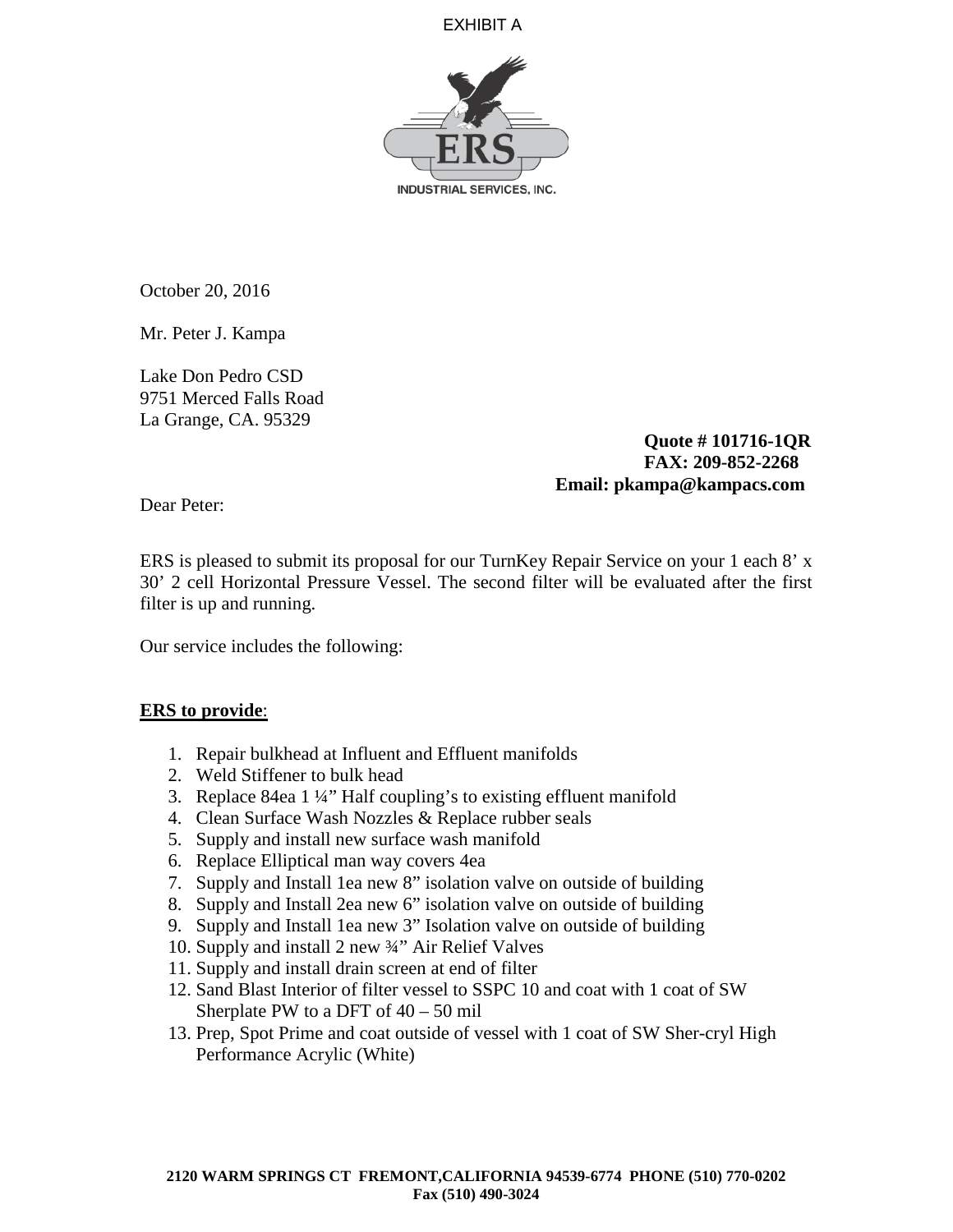EXHIBIT A

ERS

INDUSTRIAL SERVICES, INC.

October 20, 2016

Mr. Peter J. Kampa

Lake Don Pedro CSD
9751 Merced Falls Road
La Grange, CA. 95329

**Quote # 101716-1QR**
**FAX: 209-852-2268**
**Email: pkampa@kampacs.com**

Dear Peter:

ERS is pleased to submit its proposal for our TurnKey Repair Service on your 1 each 8' x 30' 2 cell Horizontal Pressure Vessel. The second filter will be evaluated after the first filter is up and running.

Our service includes the following:

**<u>ERS to provide</u>**:

1. Repair bulkhead at Influent and Effluent manifolds
2. Weld Stiffener to bulk head
3. Replace 84ea 1 ¼" Half coupling's to existing effluent manifold
4. Clean Surface Wash Nozzles & Replace rubber seals
5. Supply and install new surface wash manifold
6. Replace Elliptical man way covers 4ea
7. Supply and Install 1ea new 8" isolation valve on outside of building
8. Supply and Install 2ea new 6" isolation valve on outside of building
9. Supply and Install 1ea new 3" Isolation valve on outside of building
10. Supply and install 2 new ¾" Air Relief Valves
11. Supply and install drain screen at end of filter
12. Sand Blast Interior of filter vessel to SSPC 10 and coat with 1 coat of SW Sherplate PW to a DFT of 40 – 50 mil
13. Prep, Spot Prime and coat outside of vessel with 1 coat of SW Sher-cryl High Performance Acrylic (White)

**2120 WARM SPRINGS CT FREMONT,CALIFORNIA 94539-6774 PHONE (510) 770-0202**
**Fax (510) 490-3024**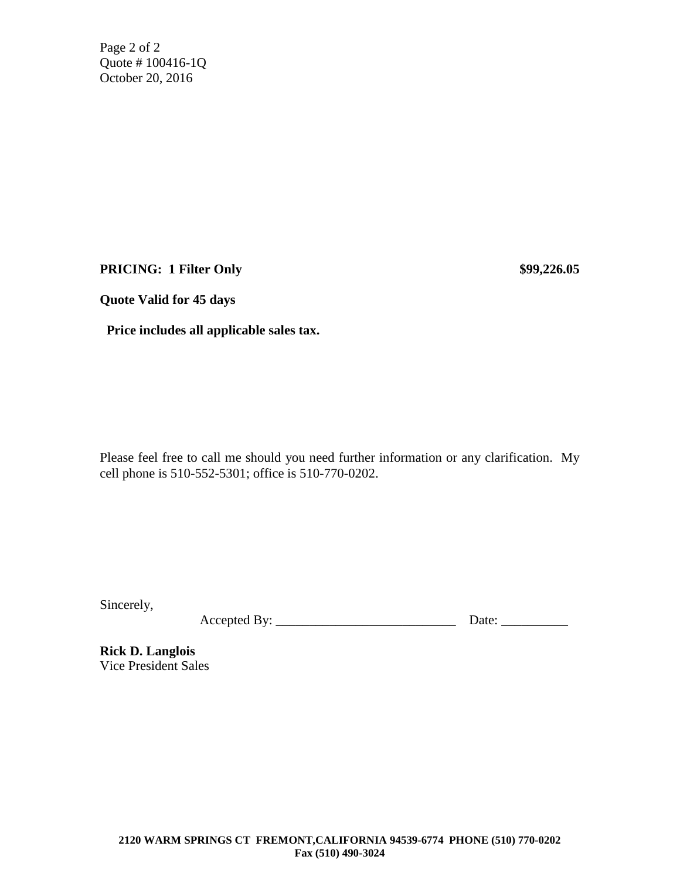Page 2 of 2
Quote # 100416-1Q
October 20, 2016

**PRICING: 1 Filter Only** **$99,226.05**

**Quote Valid for 45 days**

**Price includes all applicable sales tax.**

Please feel free to call me should you need further information or any clarification. My cell phone is 510-552-5301; office is 510-770-0202.

Sincerely,

Accepted By: ___________________________ Date: __________

**Rick D. Langlois**
Vice President Sales

**2120 WARM SPRINGS CT FREMONT,CALIFORNIA 94539-6774 PHONE (510) 770-0202**
**Fax (510) 490-3024**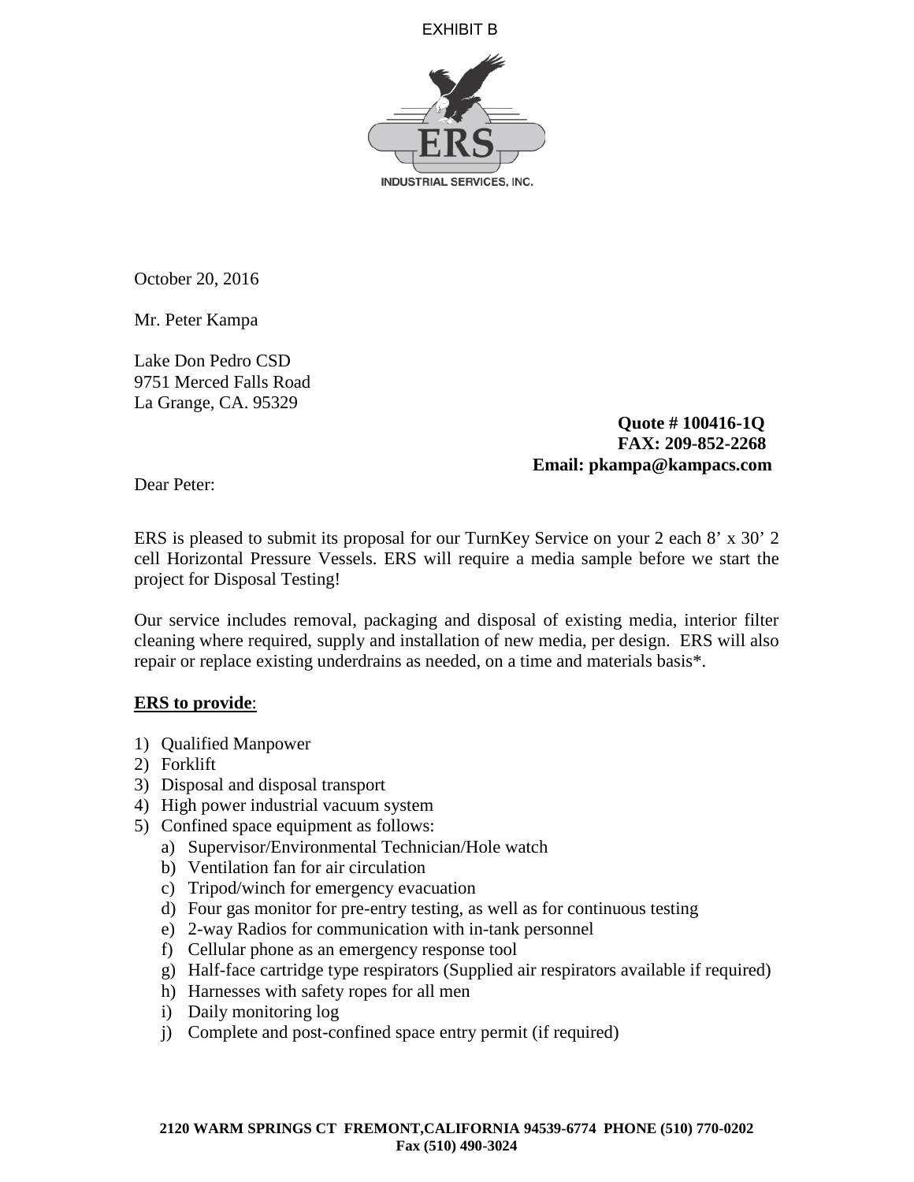EXHIBIT B

ERS

INDUSTRIAL SERVICES, INC.

October 20, 2016

Mr. Peter Kampa

Lake Don Pedro CSD
9751 Merced Falls Road
La Grange, CA. 95329

**Quote # 100416-1Q**
**FAX: 209-852-2268**
**Email: pkampa@kampacs.com**

Dear Peter:

ERS is pleased to submit its proposal for our TurnKey Service on your 2 each 8' x 30' 2 cell Horizontal Pressure Vessels. ERS will require a media sample before we start the project for Disposal Testing!

Our service includes removal, packaging and disposal of existing media, interior filter cleaning where required, supply and installation of new media, per design. ERS will also repair or replace existing underdrains as needed, on a time and materials basis*.

**ERS to provide**:

1) Qualified Manpower
2) Forklift
3) Disposal and disposal transport
4) High power industrial vacuum system
5) Confined space equipment as follows:
   a) Supervisor/Environmental Technician/Hole watch
   b) Ventilation fan for air circulation
   c) Tripod/winch for emergency evacuation
   d) Four gas monitor for pre-entry testing, as well as for continuous testing
   e) 2-way Radios for communication with in-tank personnel
   f) Cellular phone as an emergency response tool
   g) Half-face cartridge type respirators (Supplied air respirators available if required)
   h) Harnesses with safety ropes for all men
   i) Daily monitoring log
   j) Complete and post-confined space entry permit (if required)

**2120 WARM SPRINGS CT FREMONT,CALIFORNIA 94539-6774 PHONE (510) 770-0202**
**Fax (510) 490-3024**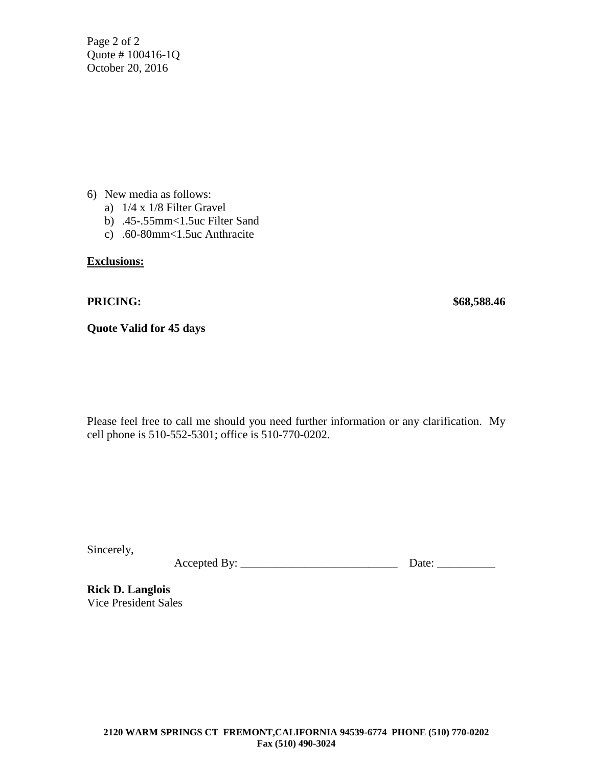Page 2 of 2
Quote # 100416-1Q
October 20, 2016

6) New media as follows:
   a) 1/4 x 1/8 Filter Gravel
   b) .45-.55mm<1.5uc Filter Sand
   c) .60-80mm<1.5uc Anthracite

**Exclusions:**

**PRICING:** **$68,588.46**

**Quote Valid for 45 days**

Please feel free to call me should you need further information or any clarification. My cell phone is 510-552-5301; office is 510-770-0202.

Sincerely,

Accepted By: ___________________________ Date: __________

**Rick D. Langlois**
Vice President Sales

**2120 WARM SPRINGS CT FREMONT,CALIFORNIA 94539-6774 PHONE (510) 770-0202**
**Fax (510) 490-3024**